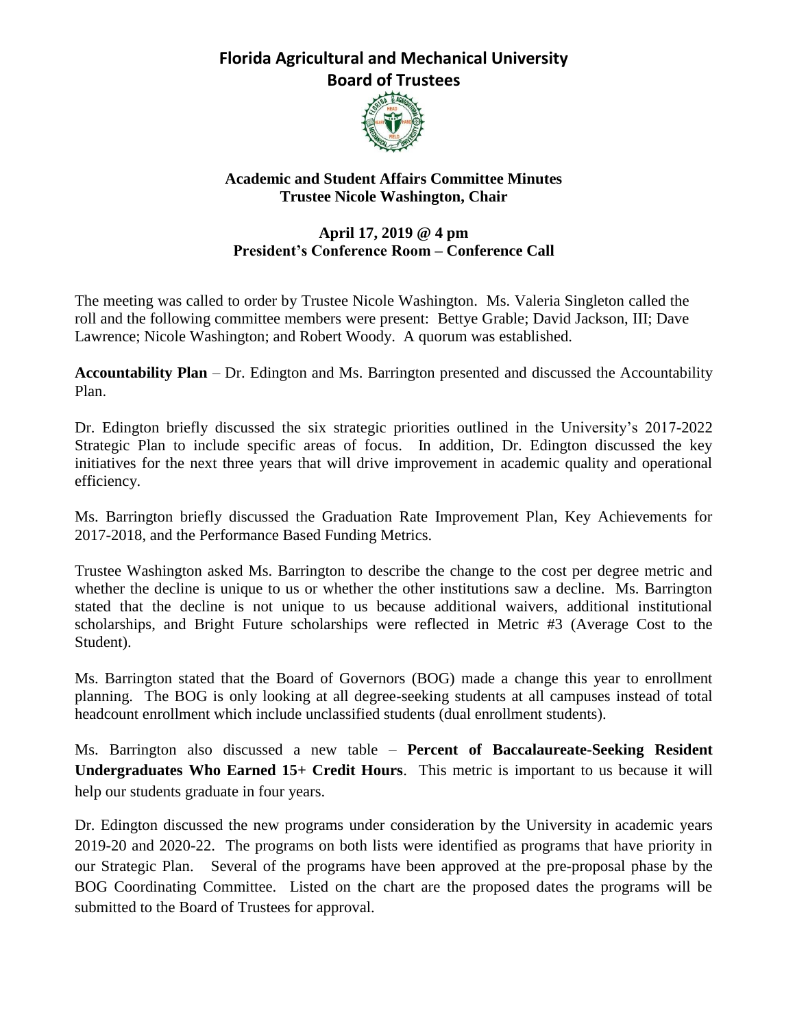# Florida Agricultural and Mechanical University
## Board of Trustees

### Academic and Student Affairs Committee Minutes
### Trustee Nicole Washington, Chair

**April 17, 2019 @ 4 pm**
**President's Conference Room – Conference Call**

The meeting was called to order by Trustee Nicole Washington. Ms. Valeria Singleton called the roll and the following committee members were present: Bettye Grable; David Jackson, III; Dave Lawrence; Nicole Washington; and Robert Woody. A quorum was established.

**Accountability Plan** – Dr. Edington and Ms. Barrington presented and discussed the Accountability Plan.

Dr. Edington briefly discussed the six strategic priorities outlined in the University's 2017-2022 Strategic Plan to include specific areas of focus. In addition, Dr. Edington discussed the key initiatives for the next three years that will drive improvement in academic quality and operational efficiency.

Ms. Barrington briefly discussed the Graduation Rate Improvement Plan, Key Achievements for 2017-2018, and the Performance Based Funding Metrics.

Trustee Washington asked Ms. Barrington to describe the change to the cost per degree metric and whether the decline is unique to us or whether the other institutions saw a decline. Ms. Barrington stated that the decline is not unique to us because additional waivers, additional institutional scholarships, and Bright Future scholarships were reflected in Metric #3 (Average Cost to the Student).

Ms. Barrington stated that the Board of Governors (BOG) made a change this year to enrollment planning. The BOG is only looking at all degree-seeking students at all campuses instead of total headcount enrollment which include unclassified students (dual enrollment students).

Ms. Barrington also discussed a new table – **Percent of Baccalaureate-Seeking Resident Undergraduates Who Earned 15+ Credit Hours**. This metric is important to us because it will help our students graduate in four years.

Dr. Edington discussed the new programs under consideration by the University in academic years 2019-20 and 2020-22. The programs on both lists were identified as programs that have priority in our Strategic Plan. Several of the programs have been approved at the pre-proposal phase by the BOG Coordinating Committee. Listed on the chart are the proposed dates the programs will be submitted to the Board of Trustees for approval.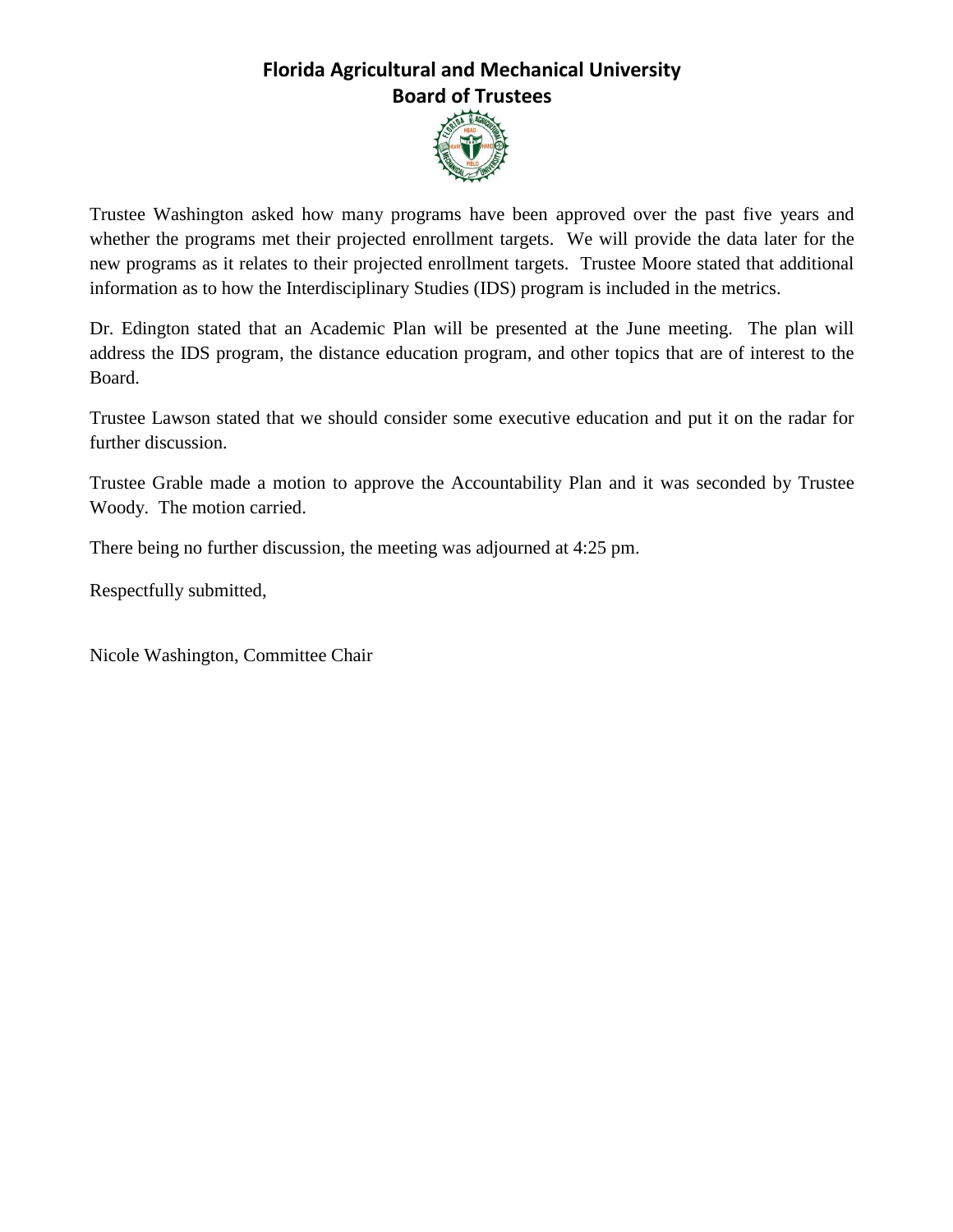Trustee Washington asked how many programs have been approved over the past five years and whether the programs met their projected enrollment targets. We will provide the data later for the new programs as it relates to their projected enrollment targets. Trustee Moore stated that additional information as to how the Interdisciplinary Studies (IDS) program is included in the metrics.

Dr. Edington stated that an Academic Plan will be presented at the June meeting. The plan will address the IDS program, the distance education program, and other topics that are of interest to the Board.

Trustee Lawson stated that we should consider some executive education and put it on the radar for further discussion.

Trustee Grable made a motion to approve the Accountability Plan and it was seconded by Trustee Woody. The motion carried.

There being no further discussion, the meeting was adjourned at 4:25 pm.

Respectfully submitted,

Nicole Washington, Committee Chair